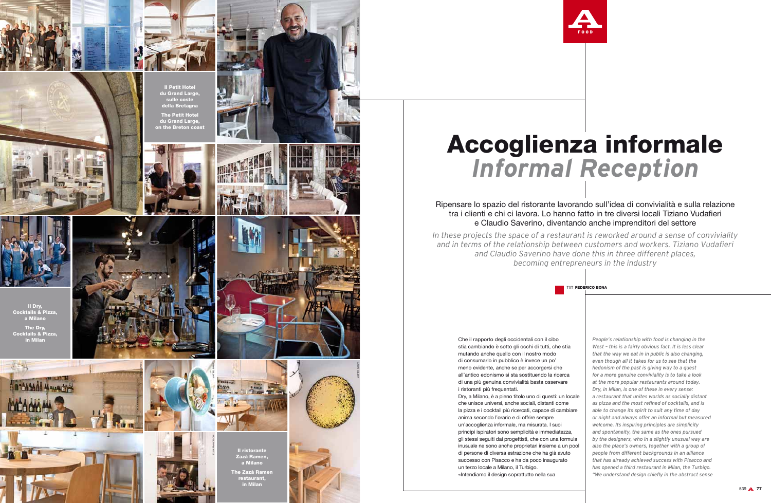# Accoglienza informale
# *Informal Reception*

Ripensare lo spazio del ristorante lavorando sull'idea di convivialità e sulla relazione tra i clienti e chi ci lavora. Lo hanno fatto in tre diversi locali Tiziano Vudafieri e Claudio Saverino, diventando anche imprenditori del settore

*In these projects the space of a restaurant is reworked around a sense of conviviality and in terms of the relationship between customers and workers. Tiziano Vudafieri and Claudio Saverino have done this in three different places, becoming entrepreneurs in the industry*

TXT_**FEDERICO BONA**

**Il Petit Hotel du Grand Large, sulle coste della Bretagna**

**The Petit Hotel du Grand Large, on the Breton coast**

**Il Dry, Cocktails & Pizza, a Milano**

**The Dry, Cocktails & Pizza, in Milan**

**Il ristorante Zazà Ramen, a Milano**

**The Zazà Ramen restaurant, in Milan**

Che il rapporto degli occidentali con il cibo stia cambiando è sotto gli occhi di tutti, che stia mutando anche quello con il nostro modo di consumarlo in pubblico è invece un po' meno evidente, anche se per accorgersi che all'antico edonismo si sta sostituendo la ricerca di una più genuina convivialità basta osservare i ristoranti più frequentati.
Dry, a Milano, è a pieno titolo uno di questi: un locale che unisce universi, anche sociali, distanti come la pizza e i cocktail più ricercati, capace di cambiare anima secondo l'orario e di offrire sempre un'accoglienza informale, ma misurata. I suoi principi ispiratori sono semplicità e immediatezza, gli stessi seguiti dai progettisti, che con una formula inusuale ne sono anche proprietari insieme a un pool di persone di diversa estrazione che ha già avuto successo con Pisacco e ha da poco inaugurato un terzo locale a Milano, il Turbigo.
«Intendiamo il design soprattutto nella sua

*People's relationship with food is changing in the West – this is a fairly obvious fact. It is less clear that the way we eat in public is also changing, even though all it takes for us to see that the hedonism of the past is giving way to a quest for a more genuine conviviality is to take a look at the more popular restaurants around today. Dry, in Milan, is one of these in every sense: a restaurant that unites worlds as socially distant as pizza and the most refined of cocktails, and is able to change its spirit to suit any time of day or night and always offer an informal but measured welcome. Its inspiring principles are simplicity and spontaneity, the same as the ones pursued by the designers, who in a slightly unusual way are also the place's owners, together with a group of people from different backgrounds in an alliance that has already achieved success with Pisacco and has opened a third restaurant in Milan, the Turbigo. "We understand design chiefly in the abstract sense*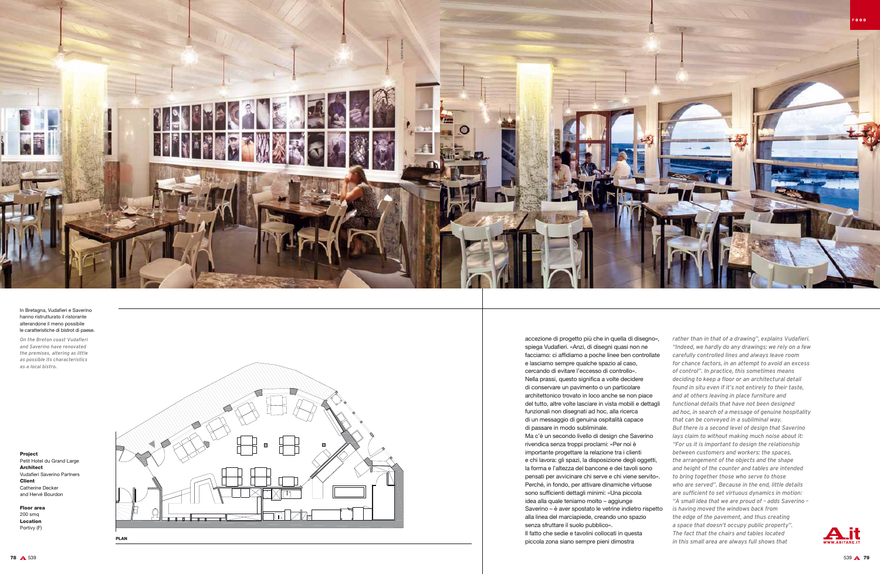In Bretagna, Vudafieri e Saverino hanno ristrutturato il ristorante alterandone il meno possibile le caratteristiche di bistrot di paese.

*On the Breton coast Vudafieri and Saverino have renovated the premises, altering as little as possible its characteristics as a local bistro.*

**Project**
Petit Hotel du Grand Large
**Architect**
Vudafieri Saverino Partners
**Client**
Catherine Decker
and Hervé Bourdon

**Floor area**
200 smq
**Location**
Portivy (F)

PLAN

accezione di progetto più che in quella di disegno», spiega Vudafieri. «Anzi, di disegni quasi non ne facciamo: ci affidiamo a poche linee ben controllate e lasciamo sempre qualche spazio al caso, cercando di evitare l'eccesso di controllo». Nella prassi, questo significa a volte decidere di conservare un pavimento o un particolare architettonico trovato in loco anche se non piace del tutto, altre volte lasciare in vista mobili e dettagli funzionali non disegnati ad hoc, alla ricerca di un messaggio di genuina ospitalità capace di passare in modo subliminale.
Ma c'è un secondo livello di design che Saverino rivendica senza troppi proclami: «Per noi è importante progettare la relazione tra i clienti e chi lavora: gli spazi, la disposizione degli oggetti, la forma e l'altezza del bancone e dei tavoli sono pensati per avvicinare chi serve e chi viene servito». Perché, in fondo, per attivare dinamiche virtuose sono sufficienti dettagli minimi: «Una piccola idea alla quale teniamo molto – aggiunge Saverino – è aver spostato le vetrine indietro rispetto alla linea del marciapiede, creando uno spazio senza sfruttare il suolo pubblico».
Il fatto che sedie e tavolini collocati in questa piccola zona siano sempre pieni dimostra

*rather than in that of a drawing", explains Vudafieri. "Indeed, we hardly do any drawings: we rely on a few carefully controlled lines and always leave room for chance factors, in an attempt to avoid an excess of control". In practice, this sometimes means deciding to keep a floor or an architectural detail found in situ even if it's not entirely to their taste, and at others leaving in place furniture and functional details that have not been designed ad hoc, in search of a message of genuine hospitality that can be conveyed in a subliminal way.*
*But there is a second level of design that Saverino lays claim to without making much noise about it: "For us it is important to design the relationship between customers and workers: the spaces, the arrangement of the objects and the shape and height of the counter and tables are intended to bring together those who serve and those who are served". Because in the end, little details are sufficient to set virtuous dynamics in motion: "A small idea that we are proud of – adds Saverino – is having moved the windows back from the edge of the pavement, and thus creating a space that doesn't occupy public property". The fact that the chairs and tables located in this small area are always full shows that*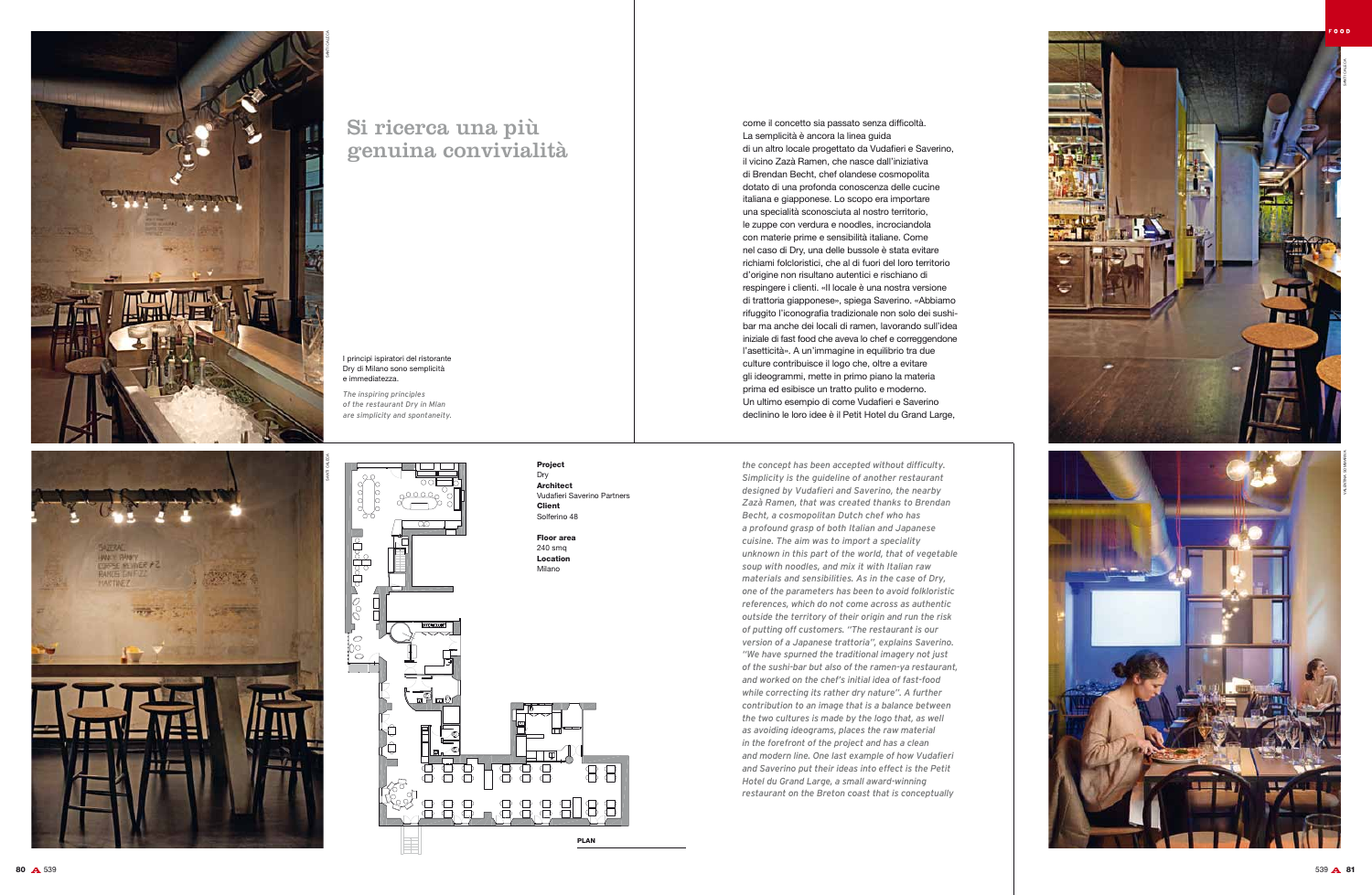# Si ricerca una più genuina convivialità

I principi ispiratori del ristorante Dry di Milano sono semplicità e immediatezza.

*The inspiring principles of the restaurant Dry in Milan are simplicity and spontaneity.*

come il concetto sia passato senza difficoltà. La semplicità è ancora la linea guida di un altro locale progettato da Vudafieri e Saverino, il vicino Zazà Ramen, che nasce dall'iniziativa di Brendan Becht, chef olandese cosmopolita dotato di una profonda conoscenza delle cucine italiana e giapponese. Lo scopo era importare una specialità sconosciuta al nostro territorio, le zuppe con verdura e noodles, incrociandola con materie prime e sensibilità italiane. Come nel caso di Dry, una delle bussole è stata evitare richiami folcloristici, che al di fuori del loro territorio d'origine non risultano autentici e rischiano di respingere i clienti. «Il locale è una nostra versione di trattoria giapponese», spiega Saverino. «Abbiamo rifuggito l'iconografia tradizionale non solo dei sushi-bar ma anche dei locali di ramen, lavorando sull'idea iniziale di fast food che aveva lo chef e correggendone l'asetticità». A un'immagine in equilibrio tra due culture contribuisce il logo che, oltre a evitare gli ideogrammi, mette in primo piano la materia prima ed esibisce un tratto pulito e moderno. Un ultimo esempio di come Vudafieri e Saverino declinino le loro idee è il Petit Hotel du Grand Large,

*the concept has been accepted without difficulty. Simplicity is the guideline of another restaurant designed by Vudafieri and Saverino, the nearby Zazà Ramen, that was created thanks to Brendan Becht, a cosmopolitan Dutch chef who has a profound grasp of both Italian and Japanese cuisine. The aim was to import a speciality unknown in this part of the world, that of vegetable soup with noodles, and mix it with Italian raw materials and sensibilities. As in the case of Dry, one of the parameters has been to avoid folkloristic references, which do not come across as authentic outside the territory of their origin and run the risk of putting off customers. "The restaurant is our version of a Japanese trattoria", explains Saverino. "We have spurned the traditional imagery not just of the sushi-bar but also of the ramen-ya restaurant, and worked on the chef's initial idea of fast-food while correcting its rather dry nature". A further contribution to an image that is a balance between the two cultures is made by the logo that, as well as avoiding ideograms, places the raw material in the forefront of the project and has a clean and modern line. One last example of how Vudafieri and Saverino put their ideas into effect is the Petit Hotel du Grand Large, a small award-winning restaurant on the Breton coast that is conceptually*

**Project**
Dry
**Architect**
Vudafieri Saverino Partners
**Client**
Solferino 48

**Floor area**
240 smq
**Location**
Milano

**PLAN**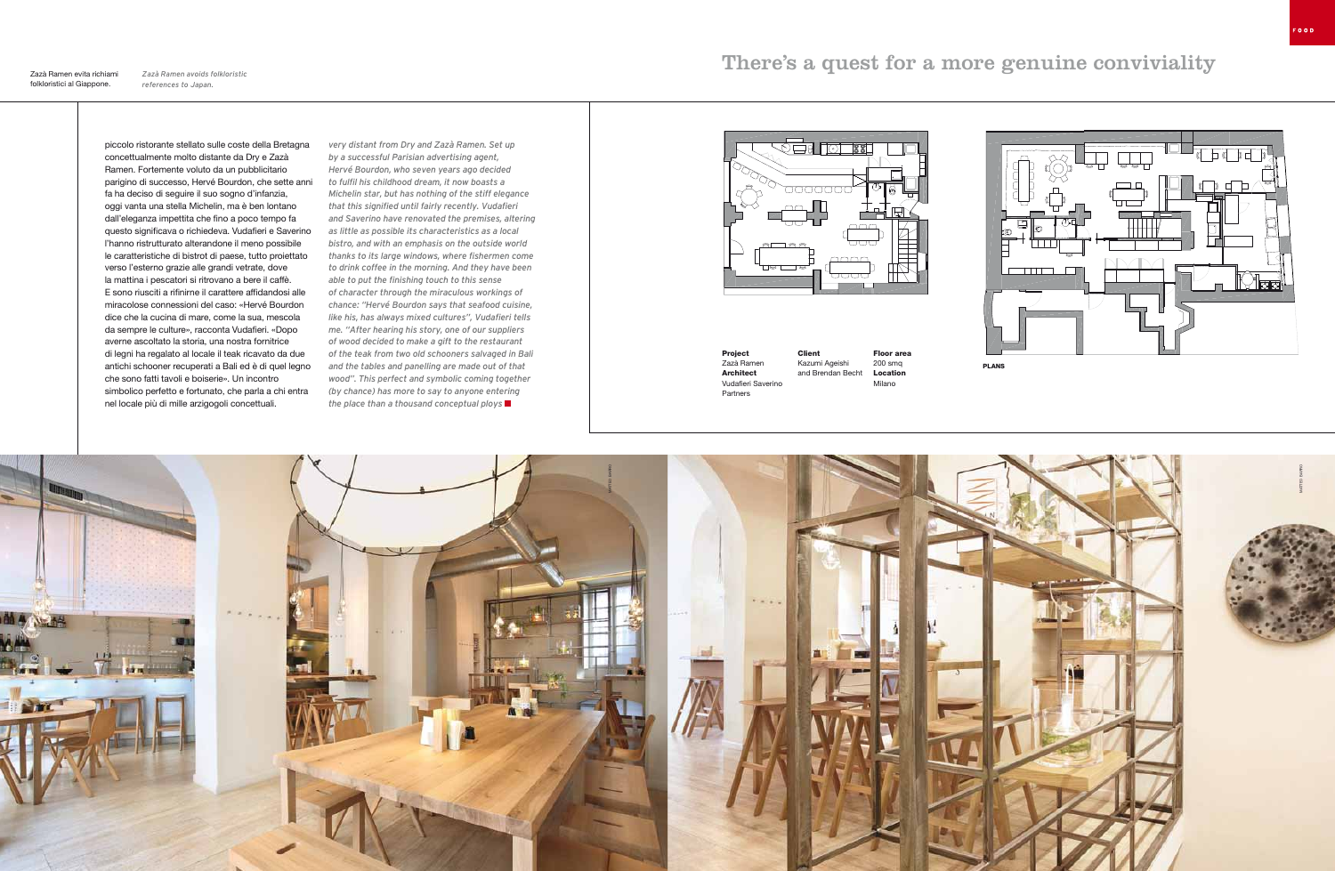Zazà Ramen evita richiami folkloristici al Giappone.

*Zazà Ramen avoids folkloristic references to Japan.*

## There's a quest for a more genuine conviviality

piccolo ristorante stellato sulle coste della Bretagna concettualmente molto distante da Dry e Zazà Ramen. Fortemente voluto da un pubblicitario parigino di successo, Hervé Bourdon, che sette anni fa ha deciso di seguire il suo sogno d'infanzia, oggi vanta una stella Michelin, ma è ben lontano dall'eleganza impettita che fino a poco tempo fa questo significava o richiedeva. Vudafieri e Saverino l'hanno ristrutturato alterandone il meno possibile le caratteristiche di bistrot di paese, tutto proiettato verso l'esterno grazie alle grandi vetrate, dove la mattina i pescatori si ritrovano a bere il caffè. E sono riusciti a rifinirne il carattere affidandosi alle miracolose connessioni del caso: «Hervé Bourdon dice che la cucina di mare, come la sua, mescola da sempre le culture», racconta Vudafieri. «Dopo averne ascoltato la storia, una nostra fornitrice di legni ha regalato al locale il teak ricavato da due antichi schooner recuperati a Bali ed è di quel legno che sono fatti tavoli e boiserie». Un incontro simbolico perfetto e fortunato, che parla a chi entra nel locale più di mille arzigogoli concettuali.

*very distant from Dry and Zazà Ramen. Set up by a successful Parisian advertising agent, Hervé Bourdon, who seven years ago decided to fulfil his childhood dream, it now boasts a Michelin star, but has nothing of the stiff elegance that this signified until fairly recently. Vudafieri and Saverino have renovated the premises, altering as little as possible its characteristics as a local bistro, and with an emphasis on the outside world thanks to its large windows, where fishermen come to drink coffee in the morning. And they have been able to put the finishing touch to this sense of character through the miraculous workings of chance: "Hervé Bourdon says that seafood cuisine, like his, has always mixed cultures", Vudafieri tells me. "After hearing his story, one of our suppliers of wood decided to make a gift to the restaurant of the teak from two old schooners salvaged in Bali and the tables and panelling are made out of that wood". This perfect and symbolic coming together (by chance) has more to say to anyone entering the place than a thousand conceptual ploys*

**Project**
Zazà Ramen
**Architect**
Vudafieri Saverino Partners

**Client**
Kazumi Ageishi and Brendan Becht

**Floor area**
200 smq
**Location**
Milano

**PLANS**